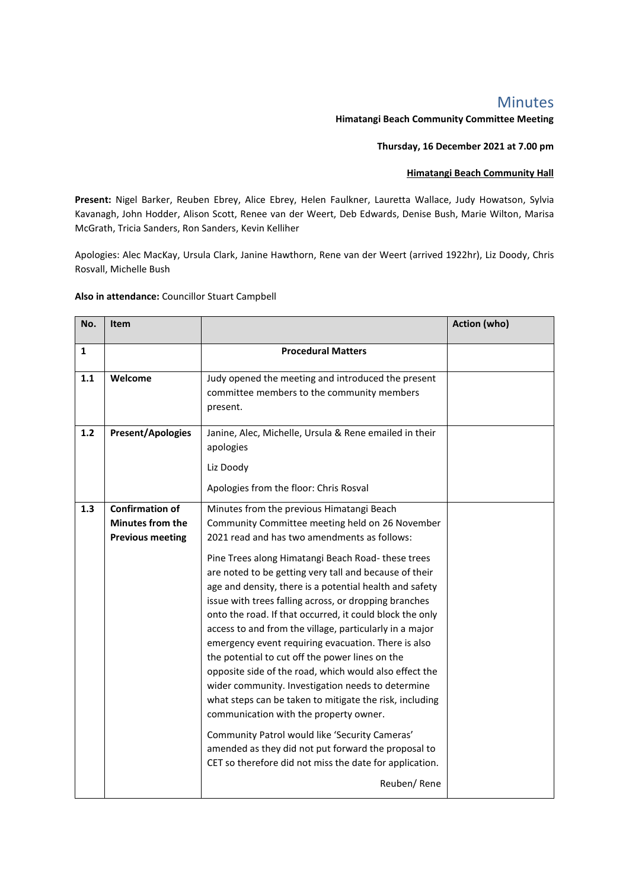# Minutes

**Himatangi Beach Community Committee Meeting**

**Thursday, 16 December 2021 at 7.00 pm**

**Himatangi Beach Community Hall**

**Present:** Nigel Barker, Reuben Ebrey, Alice Ebrey, Helen Faulkner, Lauretta Wallace, Judy Howatson, Sylvia Kavanagh, John Hodder, Alison Scott, Renee van der Weert, Deb Edwards, Denise Bush, Marie Wilton, Marisa McGrath, Tricia Sanders, Ron Sanders, Kevin Kelliher

Apologies: Alec MacKay, Ursula Clark, Janine Hawthorn, Rene van der Weert (arrived 1922hr), Liz Doody, Chris Rosvall, Michelle Bush

**Also in attendance:** Councillor Stuart Campbell

| No. | Item | | Action (who) |
|---|---|---|---|
| **1** | | **Procedural Matters** | |
| **1.1** | **Welcome** | Judy opened the meeting and introduced the present committee members to the community members present. | |
| **1.2** | **Present/Apologies** | Janine, Alec, Michelle, Ursula & Rene emailed in their apologies<br><br>Liz Doody<br><br>Apologies from the floor: Chris Rosval | |
| **1.3** | **Confirmation of Minutes from the Previous meeting** | Minutes from the previous Himatangi Beach Community Committee meeting held on 26 November 2021 read and has two amendments as follows:<br><br>Pine Trees along Himatangi Beach Road- these trees are noted to be getting very tall and because of their age and density, there is a potential health and safety issue with trees falling across, or dropping branches onto the road. If that occurred, it could block the only access to and from the village, particularly in a major emergency event requiring evacuation. There is also the potential to cut off the power lines on the opposite side of the road, which would also effect the wider community. Investigation needs to determine what steps can be taken to mitigate the risk, including communication with the property owner.<br><br>Community Patrol would like 'Security Cameras' amended as they did not put forward the proposal to CET so therefore did not miss the date for application.<br><br>Reuben/ Rene | |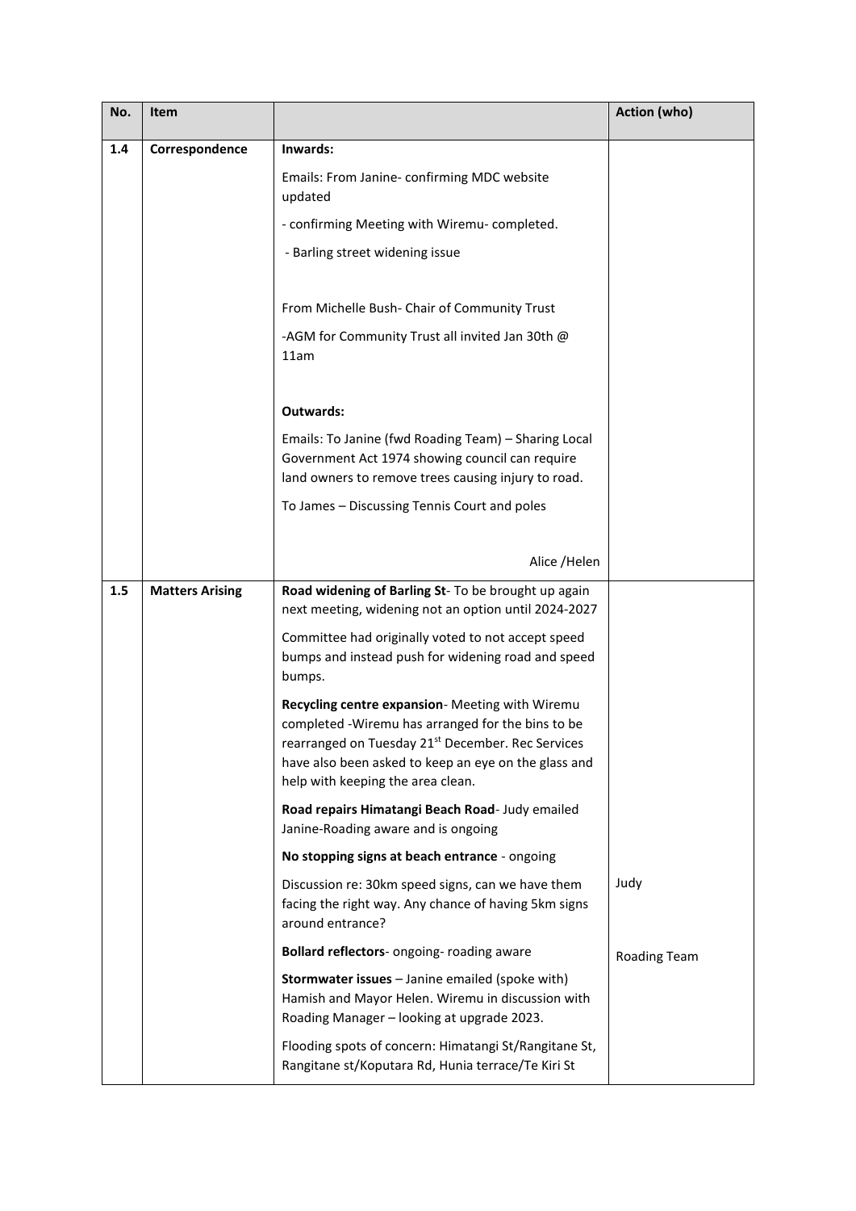| No. | Item | | Action (who) |
|---|---|---|---|
| 1.4 | Correspondence | **Inwards:**<br><br>Emails: From Janine- confirming MDC website updated<br><br>- confirming Meeting with Wiremu- completed.<br><br>- Barling street widening issue<br><br>From Michelle Bush- Chair of Community Trust<br><br>-AGM for Community Trust all invited Jan 30th @ 11am<br><br>**Outwards:**<br><br>Emails: To Janine (fwd Roading Team) – Sharing Local Government Act 1974 showing council can require land owners to remove trees causing injury to road.<br><br>To James – Discussing Tennis Court and poles<br><br>Alice /Helen | |
| 1.5 | Matters Arising | **Road widening of Barling St**- To be brought up again next meeting, widening not an option until 2024-2027<br><br>Committee had originally voted to not accept speed bumps and instead push for widening road and speed bumps.<br><br>**Recycling centre expansion**- Meeting with Wiremu completed -Wiremu has arranged for the bins to be rearranged on Tuesday 21st December. Rec Services have also been asked to keep an eye on the glass and help with keeping the area clean.<br><br>**Road repairs Himatangi Beach Road**- Judy emailed Janine-Roading aware and is ongoing<br><br>**No stopping signs at beach entrance** - ongoing<br><br>Discussion re: 30km speed signs, can we have them facing the right way. Any chance of having 5km signs around entrance?<br><br>**Bollard reflectors**- ongoing- roading aware<br><br>**Stormwater issues** – Janine emailed (spoke with) Hamish and Mayor Helen. Wiremu in discussion with Roading Manager – looking at upgrade 2023.<br><br>Flooding spots of concern: Himatangi St/Rangitane St, Rangitane st/Koputara Rd, Hunia terrace/Te Kiri St | Judy<br><br>Roading Team |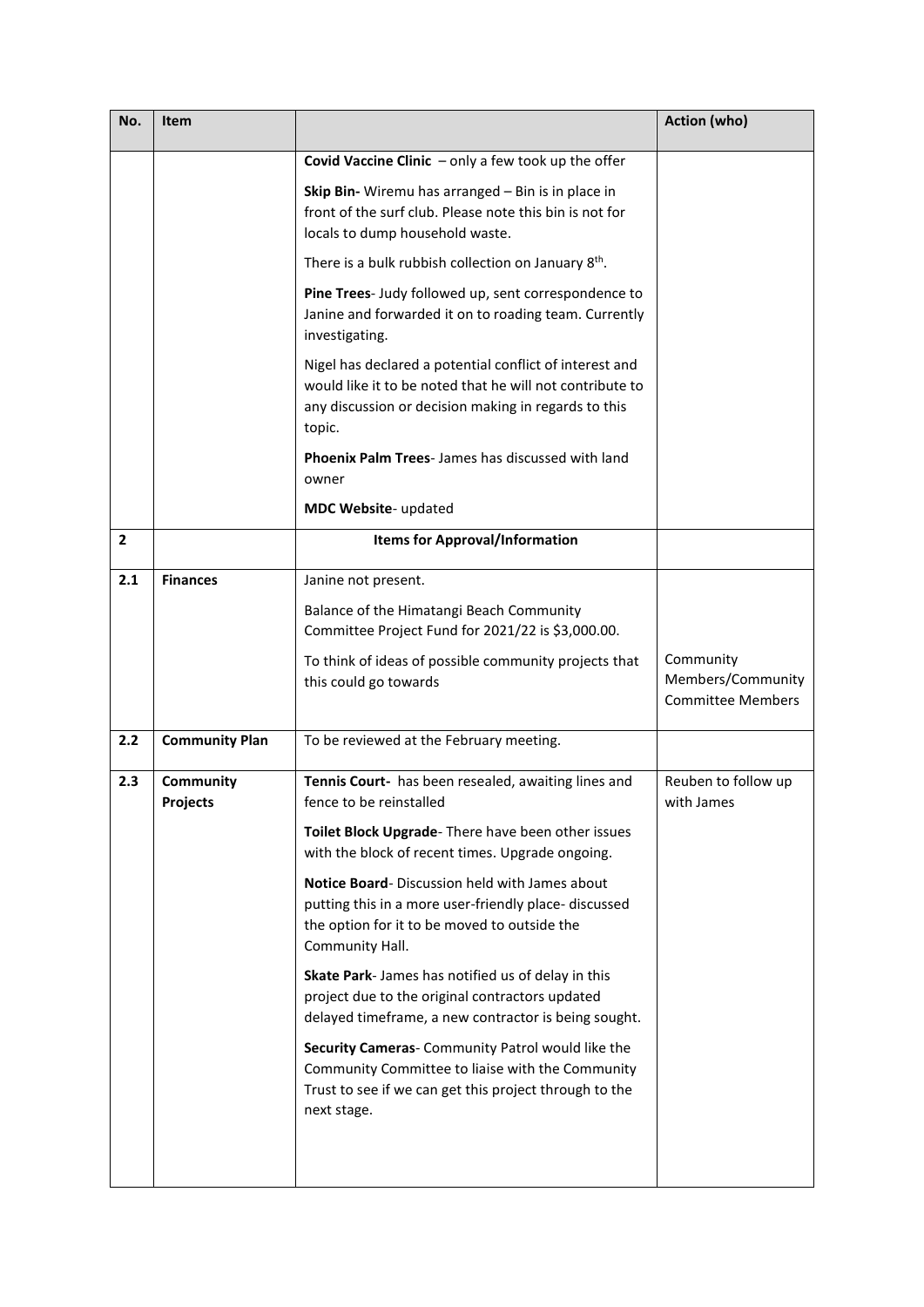| No. | Item | | Action (who) |
|---|---|---|---|
| | | **Covid Vaccine Clinic** – only a few took up the offer<br><br>**Skip Bin-** Wiremu has arranged – Bin is in place in front of the surf club. Please note this bin is not for locals to dump household waste.<br><br>There is a bulk rubbish collection on January 8th.<br><br>**Pine Trees**- Judy followed up, sent correspondence to Janine and forwarded it on to roading team. Currently investigating.<br><br>Nigel has declared a potential conflict of interest and would like it to be noted that he will not contribute to any discussion or decision making in regards to this topic.<br><br>**Phoenix Palm Trees**- James has discussed with land owner<br><br>**MDC Website**- updated | |
| **2** | | **Items for Approval/Information** | |
| **2.1** | **Finances** | Janine not present.<br><br>Balance of the Himatangi Beach Community Committee Project Fund for 2021/22 is $3,000.00.<br><br>To think of ideas of possible community projects that this could go towards | Community Members/Community Committee Members |
| **2.2** | **Community Plan** | To be reviewed at the February meeting. | |
| **2.3** | **Community Projects** | **Tennis Court-** has been resealed, awaiting lines and fence to be reinstalled<br><br>**Toilet Block Upgrade**- There have been other issues with the block of recent times. Upgrade ongoing.<br><br>**Notice Board**- Discussion held with James about putting this in a more user-friendly place- discussed the option for it to be moved to outside the Community Hall.<br><br>**Skate Park**- James has notified us of delay in this project due to the original contractors updated delayed timeframe, a new contractor is being sought.<br><br>**Security Cameras**- Community Patrol would like the Community Committee to liaise with the Community Trust to see if we can get this project through to the next stage. | Reuben to follow up with James |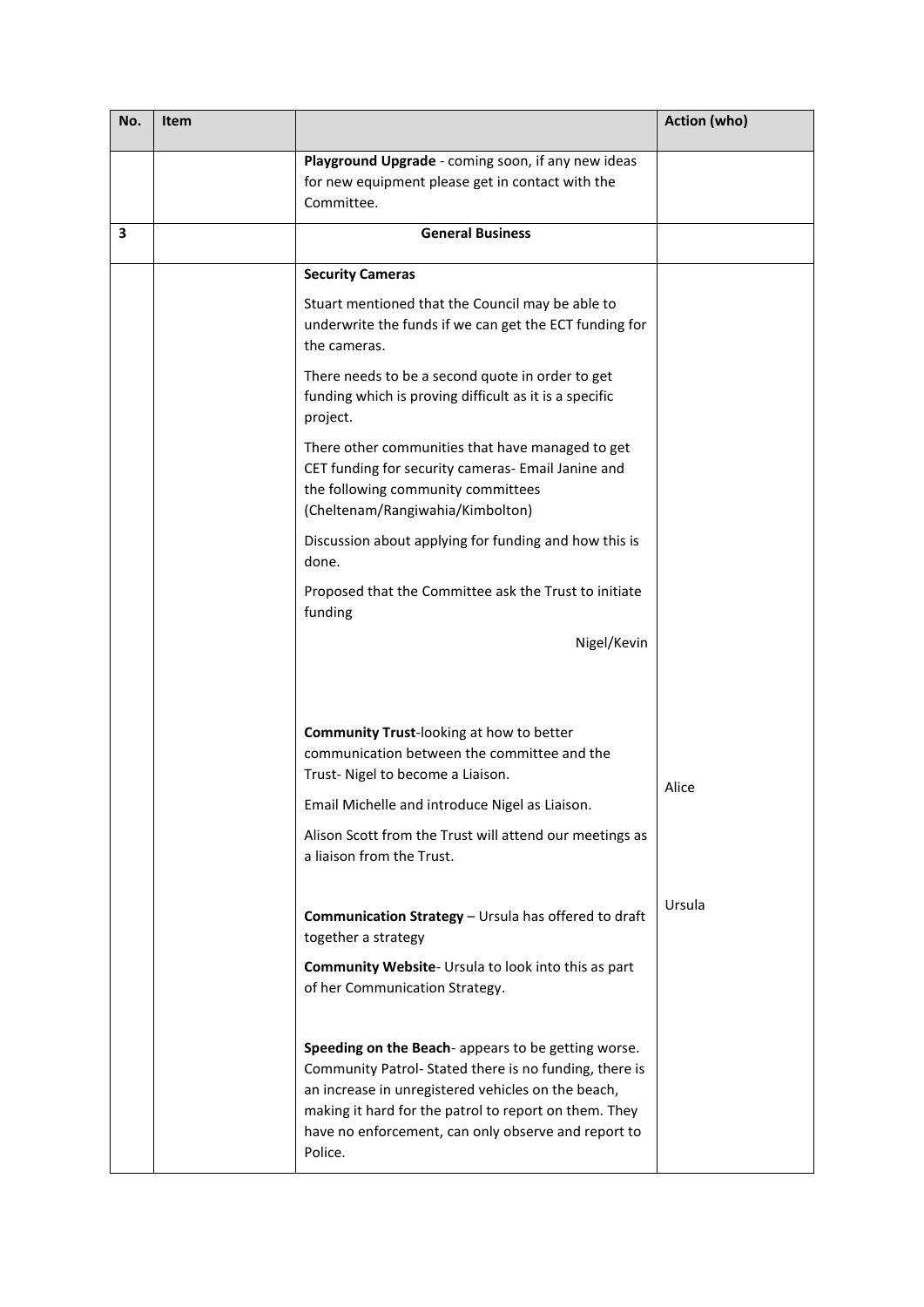| No. | Item | | Action (who) |
|---|---|---|---|
| | | **Playground Upgrade** - coming soon, if any new ideas for new equipment please get in contact with the Committee. | |
| **3** | | **General Business** | |
| | | **Security Cameras**<br><br>Stuart mentioned that the Council may be able to underwrite the funds if we can get the ECT funding for the cameras.<br><br>There needs to be a second quote in order to get funding which is proving difficult as it is a specific project.<br><br>There other communities that have managed to get CET funding for security cameras- Email Janine and the following community committees (Cheltenam/Rangiwahia/Kimbolton)<br><br>Discussion about applying for funding and how this is done.<br><br>Proposed that the Committee ask the Trust to initiate funding<br><br>Nigel/Kevin | |
| | | **Community Trust**-looking at how to better communication between the committee and the Trust- Nigel to become a Liaison.<br><br>Email Michelle and introduce Nigel as Liaison.<br><br>Alison Scott from the Trust will attend our meetings as a liaison from the Trust. | Alice |
| | | **Communication Strategy** – Ursula has offered to draft together a strategy<br><br>**Community Website**- Ursula to look into this as part of her Communication Strategy. | Ursula |
| | | **Speeding on the Beach**- appears to be getting worse. Community Patrol- Stated there is no funding, there is an increase in unregistered vehicles on the beach, making it hard for the patrol to report on them. They have no enforcement, can only observe and report to Police. | |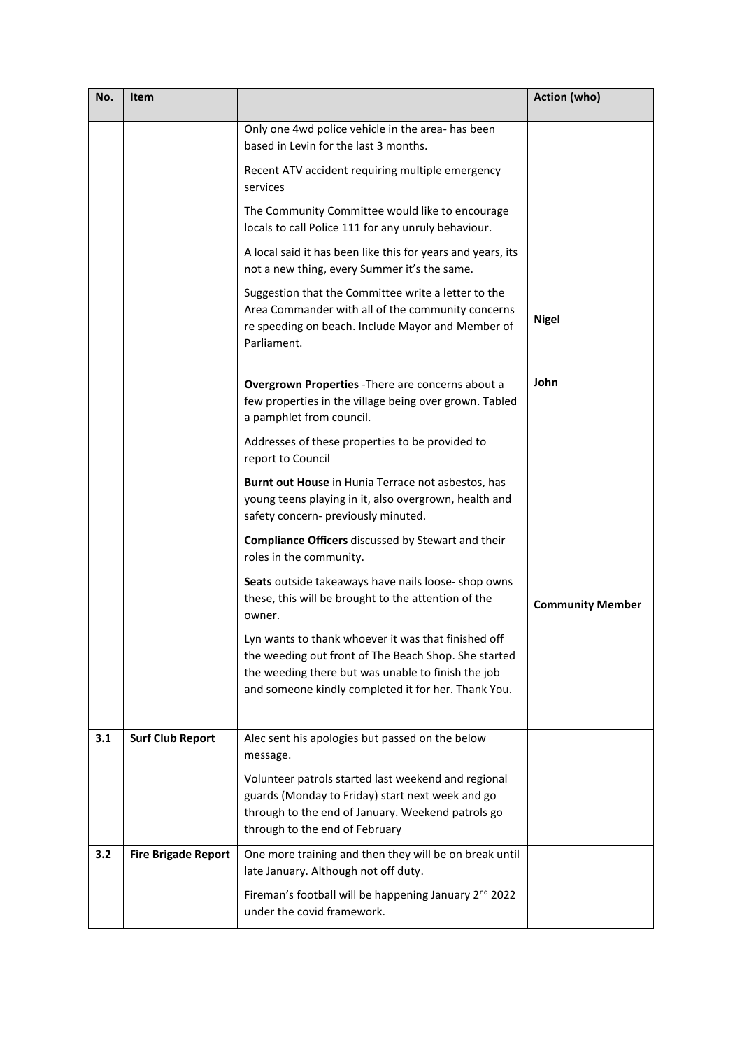| No. | Item | | Action (who) |
|---|---|---|---|
| | | Only one 4wd police vehicle in the area- has been based in Levin for the last 3 months.<br><br>Recent ATV accident requiring multiple emergency services<br><br>The Community Committee would like to encourage locals to call Police 111 for any unruly behaviour.<br><br>A local said it has been like this for years and years, its not a new thing, every Summer it's the same.<br><br>Suggestion that the Committee write a letter to the Area Commander with all of the community concerns re speeding on beach. Include Mayor and Member of Parliament.<br><br>**Overgrown Properties** -There are concerns about a few properties in the village being over grown. Tabled a pamphlet from council.<br><br>Addresses of these properties to be provided to report to Council<br><br>**Burnt out House** in Hunia Terrace not asbestos, has young teens playing in it, also overgrown, health and safety concern- previously minuted.<br><br>**Compliance Officers** discussed by Stewart and their roles in the community.<br><br>**Seats** outside takeaways have nails loose- shop owns these, this will be brought to the attention of the owner.<br><br>Lyn wants to thank whoever it was that finished off the weeding out front of The Beach Shop. She started the weeding there but was unable to finish the job and someone kindly completed it for her. Thank You. | **Nigel**<br><br>**John**<br><br>**Community Member** |
| **3.1** | **Surf Club Report** | Alec sent his apologies but passed on the below message.<br><br>Volunteer patrols started last weekend and regional guards (Monday to Friday) start next week and go through to the end of January. Weekend patrols go through to the end of February | |
| **3.2** | **Fire Brigade Report** | One more training and then they will be on break until late January. Although not off duty.<br><br>Fireman's football will be happening January 2nd 2022 under the covid framework. | |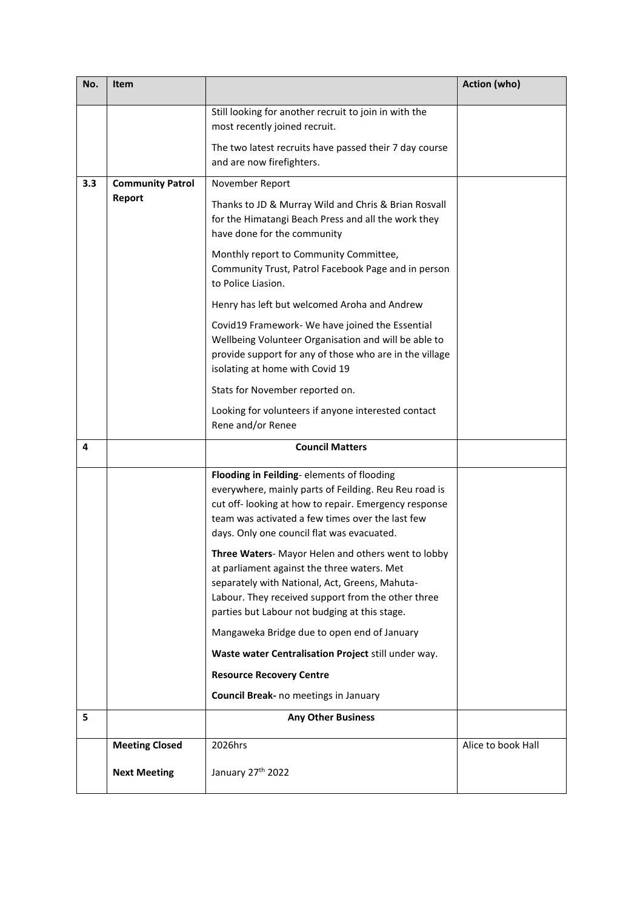| No. | Item | | Action (who) |
|---|---|---|---|
| | | Still looking for another recruit to join in with the most recently joined recruit.<br><br>The two latest recruits have passed their 7 day course and are now firefighters. | |
| 3.3 | **Community Patrol Report** | November Report<br><br>Thanks to JD & Murray Wild and Chris & Brian Rosvall for the Himatangi Beach Press and all the work they have done for the community<br><br>Monthly report to Community Committee, Community Trust, Patrol Facebook Page and in person to Police Liasion.<br><br>Henry has left but welcomed Aroha and Andrew<br><br>Covid19 Framework- We have joined the Essential Wellbeing Volunteer Organisation and will be able to provide support for any of those who are in the village isolating at home with Covid 19<br><br>Stats for November reported on.<br><br>Looking for volunteers if anyone interested contact Rene and/or Renee | |
| 4 | | **Council Matters** | |
| | | **Flooding in Feilding**- elements of flooding everywhere, mainly parts of Feilding. Reu Reu road is cut off- looking at how to repair. Emergency response team was activated a few times over the last few days. Only one council flat was evacuated.<br><br>**Three Waters**- Mayor Helen and others went to lobby at parliament against the three waters. Met separately with National, Act, Greens, Mahuta-Labour. They received support from the other three parties but Labour not budging at this stage.<br><br>Mangaweka Bridge due to open end of January<br><br>**Waste water Centralisation Project** still under way.<br><br>**Resource Recovery Centre**<br><br>**Council Break-** no meetings in January | |
| 5 | | **Any Other Business** | |
| | **Meeting Closed**<br><br>**Next Meeting** | 2026hrs<br><br>January 27th 2022 | Alice to book Hall |